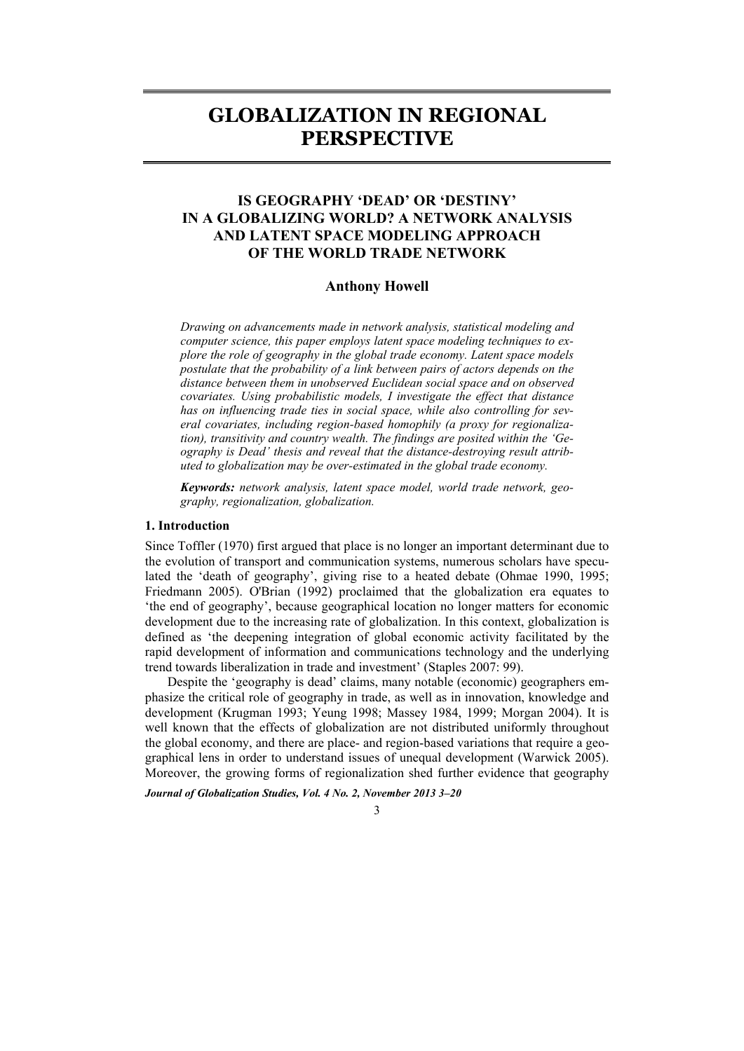# GLOBALIZATION IN REGIONAL PERSPECTIVE

## IS GEOGRAPHY 'DEAD' OR 'DESTINY' IN A GLOBALIZING WORLD? A NETWORK ANALYSIS AND LATENT SPACE MODELING APPROACH OF THE WORLD TRADE NETWORK

**Anthony Howell**

*Drawing on advancements made in network analysis, statistical modeling and computer science, this paper employs latent space modeling techniques to explore the role of geography in the global trade economy. Latent space models postulate that the probability of a link between pairs of actors depends on the distance between them in unobserved Euclidean social space and on observed covariates. Using probabilistic models, I investigate the effect that distance has on influencing trade ties in social space, while also controlling for several covariates, including region-based homophily (a proxy for regionalization), transitivity and country wealth. The findings are posited within the 'Geography is Dead' thesis and reveal that the distance-destroying result attributed to globalization may be over-estimated in the global trade economy.*

***Keywords:*** *network analysis, latent space model, world trade network, geography, regionalization, globalization.*

### 1. Introduction

Since Toffler (1970) first argued that place is no longer an important determinant due to the evolution of transport and communication systems, numerous scholars have speculated the 'death of geography', giving rise to a heated debate (Ohmae 1990, 1995; Friedmann 2005). O'Brian (1992) proclaimed that the globalization era equates to 'the end of geography', because geographical location no longer matters for economic development due to the increasing rate of globalization. In this context, globalization is defined as 'the deepening integration of global economic activity facilitated by the rapid development of information and communications technology and the underlying trend towards liberalization in trade and investment' (Staples 2007: 99).

Despite the 'geography is dead' claims, many notable (economic) geographers emphasize the critical role of geography in trade, as well as in innovation, knowledge and development (Krugman 1993; Yeung 1998; Massey 1984, 1999; Morgan 2004). It is well known that the effects of globalization are not distributed uniformly throughout the global economy, and there are place- and region-based variations that require a geographical lens in order to understand issues of unequal development (Warwick 2005). Moreover, the growing forms of regionalization shed further evidence that geography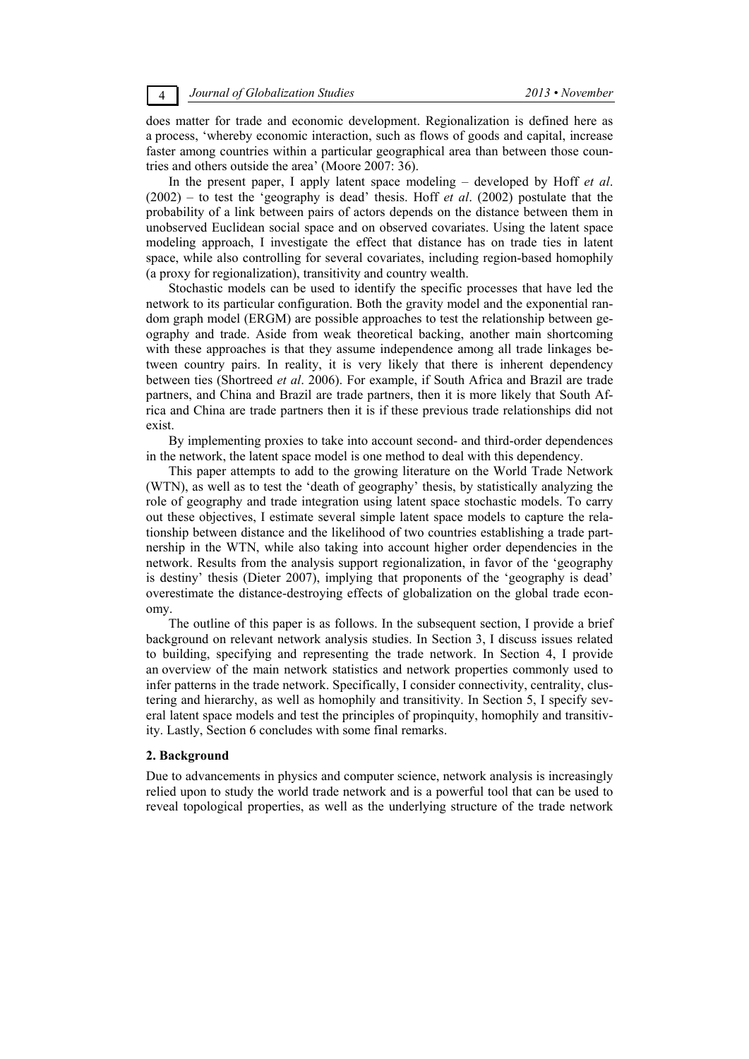does matter for trade and economic development. Regionalization is defined here as a process, 'whereby economic interaction, such as flows of goods and capital, increase faster among countries within a particular geographical area than between those countries and others outside the area' (Moore 2007: 36).

In the present paper, I apply latent space modeling – developed by Hoff *et al*. (2002) – to test the 'geography is dead' thesis. Hoff *et al*. (2002) postulate that the probability of a link between pairs of actors depends on the distance between them in unobserved Euclidean social space and on observed covariates. Using the latent space modeling approach, I investigate the effect that distance has on trade ties in latent space, while also controlling for several covariates, including region-based homophily (a proxy for regionalization), transitivity and country wealth.

Stochastic models can be used to identify the specific processes that have led the network to its particular configuration. Both the gravity model and the exponential random graph model (ERGM) are possible approaches to test the relationship between geography and trade. Aside from weak theoretical backing, another main shortcoming with these approaches is that they assume independence among all trade linkages between country pairs. In reality, it is very likely that there is inherent dependency between ties (Shortreed *et al*. 2006). For example, if South Africa and Brazil are trade partners, and China and Brazil are trade partners, then it is more likely that South Africa and China are trade partners then it is if these previous trade relationships did not exist.

By implementing proxies to take into account second- and third-order dependences in the network, the latent space model is one method to deal with this dependency.

This paper attempts to add to the growing literature on the World Trade Network (WTN), as well as to test the 'death of geography' thesis, by statistically analyzing the role of geography and trade integration using latent space stochastic models. To carry out these objectives, I estimate several simple latent space models to capture the relationship between distance and the likelihood of two countries establishing a trade partnership in the WTN, while also taking into account higher order dependencies in the network. Results from the analysis support regionalization, in favor of the 'geography is destiny' thesis (Dieter 2007), implying that proponents of the 'geography is dead' overestimate the distance-destroying effects of globalization on the global trade economy.

The outline of this paper is as follows. In the subsequent section, I provide a brief background on relevant network analysis studies. In Section 3, I discuss issues related to building, specifying and representing the trade network. In Section 4, I provide an overview of the main network statistics and network properties commonly used to infer patterns in the trade network. Specifically, I consider connectivity, centrality, clustering and hierarchy, as well as homophily and transitivity. In Section 5, I specify several latent space models and test the principles of propinquity, homophily and transitivity. Lastly, Section 6 concludes with some final remarks.

## 2. Background

Due to advancements in physics and computer science, network analysis is increasingly relied upon to study the world trade network and is a powerful tool that can be used to reveal topological properties, as well as the underlying structure of the trade network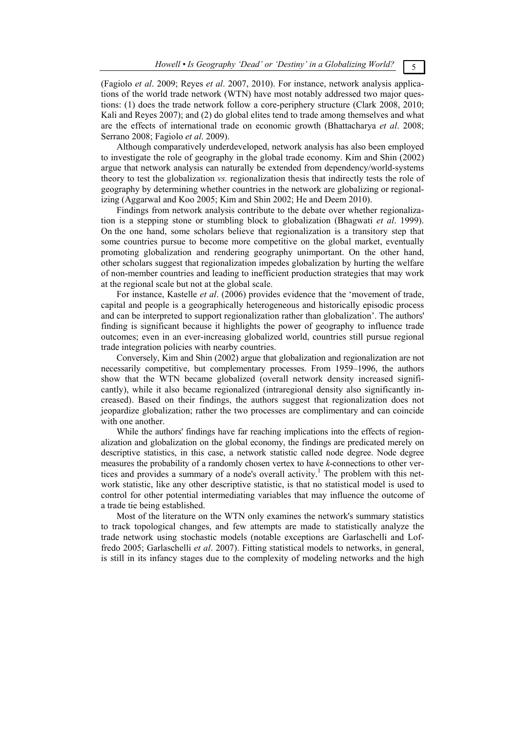(Fagiolo *et al*. 2009; Reyes *et al*. 2007, 2010). For instance, network analysis applications of the world trade network (WTN) have most notably addressed two major questions: (1) does the trade network follow a core-periphery structure (Clark 2008, 2010; Kali and Reyes 2007); and (2) do global elites tend to trade among themselves and what are the effects of international trade on economic growth (Bhattacharya *et al*. 2008; Serrano 2008; Fagiolo *et al*. 2009).

Although comparatively underdeveloped, network analysis has also been employed to investigate the role of geography in the global trade economy. Kim and Shin (2002) argue that network analysis can naturally be extended from dependency/world-systems theory to test the globalization *vs.* regionalization thesis that indirectly tests the role of geography by determining whether countries in the network are globalizing or regionalizing (Aggarwal and Koo 2005; Kim and Shin 2002; He and Deem 2010).

Findings from network analysis contribute to the debate over whether regionalization is a stepping stone or stumbling block to globalization (Bhagwati *et al*. 1999). On the one hand, some scholars believe that regionalization is a transitory step that some countries pursue to become more competitive on the global market, eventually promoting globalization and rendering geography unimportant. On the other hand, other scholars suggest that regionalization impedes globalization by hurting the welfare of non-member countries and leading to inefficient production strategies that may work at the regional scale but not at the global scale.

For instance, Kastelle *et al*. (2006) provides evidence that the 'movement of trade, capital and people is a geographically heterogeneous and historically episodic process and can be interpreted to support regionalization rather than globalization'. The authors' finding is significant because it highlights the power of geography to influence trade outcomes; even in an ever-increasing globalized world, countries still pursue regional trade integration policies with nearby countries.

Conversely, Kim and Shin (2002) argue that globalization and regionalization are not necessarily competitive, but complementary processes. From 1959–1996, the authors show that the WTN became globalized (overall network density increased significantly), while it also became regionalized (intraregional density also significantly increased). Based on their findings, the authors suggest that regionalization does not jeopardize globalization; rather the two processes are complimentary and can coincide with one another.

While the authors' findings have far reaching implications into the effects of regionalization and globalization on the global economy, the findings are predicated merely on descriptive statistics, in this case, a network statistic called node degree. Node degree measures the probability of a randomly chosen vertex to have $k$-connections to other vertices and provides a summary of a node's overall activity.[1] The problem with this network statistic, like any other descriptive statistic, is that no statistical model is used to control for other potential intermediating variables that may influence the outcome of a trade tie being established.

Most of the literature on the WTN only examines the network's summary statistics to track topological changes, and few attempts are made to statistically analyze the trade network using stochastic models (notable exceptions are Garlaschelli and Loffredo 2005; Garlaschelli *et al*. 2007). Fitting statistical models to networks, in general, is still in its infancy stages due to the complexity of modeling networks and the high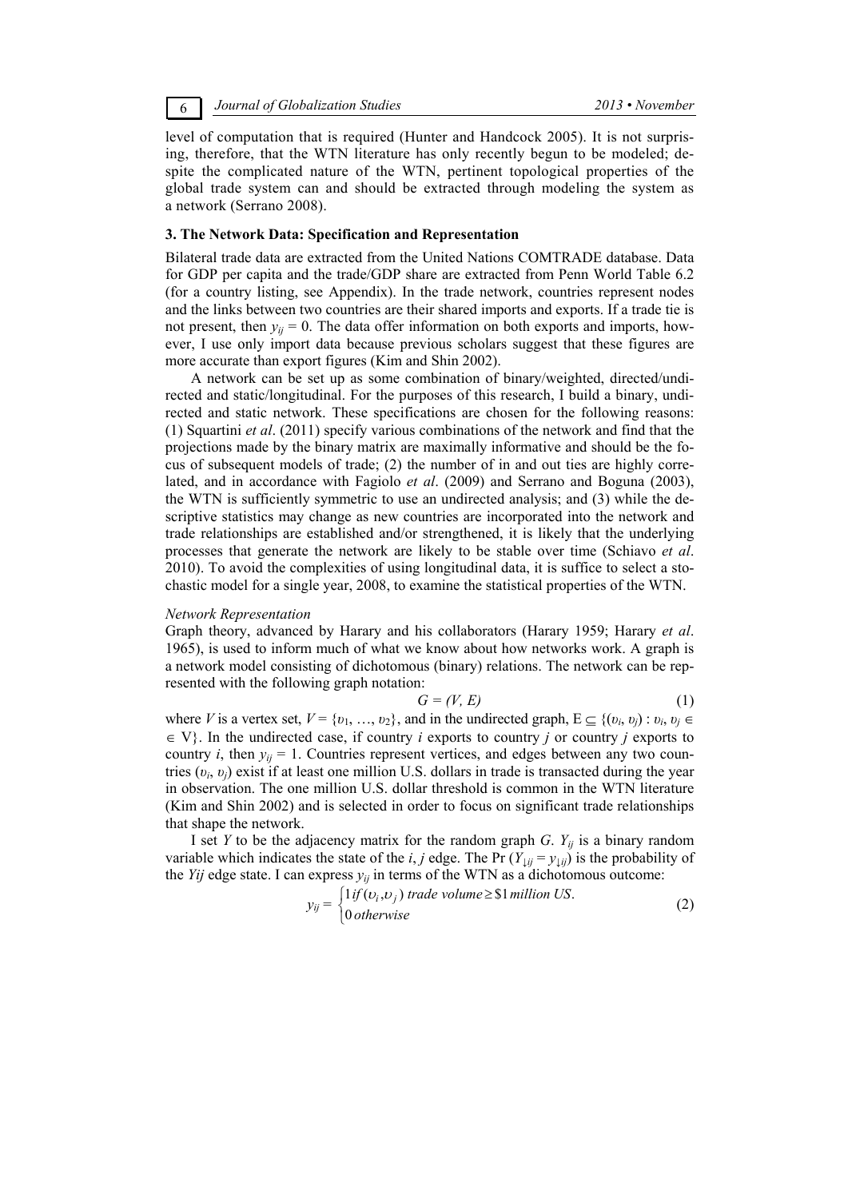level of computation that is required (Hunter and Handcock 2005). It is not surprising, therefore, that the WTN literature has only recently begun to be modeled; despite the complicated nature of the WTN, pertinent topological properties of the global trade system can and should be extracted through modeling the system as a network (Serrano 2008).

### 3. The Network Data: Specification and Representation

Bilateral trade data are extracted from the United Nations COMTRADE database. Data for GDP per capita and the trade/GDP share are extracted from Penn World Table 6.2 (for a country listing, see Appendix). In the trade network, countries represent nodes and the links between two countries are their shared imports and exports. If a trade tie is not present, then $y_{ij} = 0$. The data offer information on both exports and imports, however, I use only import data because previous scholars suggest that these figures are more accurate than export figures (Kim and Shin 2002).

A network can be set up as some combination of binary/weighted, directed/undirected and static/longitudinal. For the purposes of this research, I build a binary, undirected and static network. These specifications are chosen for the following reasons: (1) Squartini *et al*. (2011) specify various combinations of the network and find that the projections made by the binary matrix are maximally informative and should be the focus of subsequent models of trade; (2) the number of in and out ties are highly correlated, and in accordance with Fagiolo *et al*. (2009) and Serrano and Boguna (2003), the WTN is sufficiently symmetric to use an undirected analysis; and (3) while the descriptive statistics may change as new countries are incorporated into the network and trade relationships are established and/or strengthened, it is likely that the underlying processes that generate the network are likely to be stable over time (Schiavo *et al*. 2010). To avoid the complexities of using longitudinal data, it is suffice to select a stochastic model for a single year, 2008, to examine the statistical properties of the WTN.

*Network Representation*

Graph theory, advanced by Harary and his collaborators (Harary 1959; Harary *et al*. 1965), is used to inform much of what we know about how networks work. A graph is a network model consisting of dichotomous (binary) relations. The network can be represented with the following graph notation:

$$G = (V, E) \tag{1}$$

where $V$ is a vertex set, $V = \{\upsilon_1, \ldots, \upsilon_2\}$, and in the undirected graph, $E \subseteq \{(\upsilon_i, \upsilon_j) : \upsilon_i, \upsilon_j \in V\}$. In the undirected case, if country $i$ exports to country $j$ or country $j$ exports to country $i$, then $y_{ij} = 1$. Countries represent vertices, and edges between any two countries $(\upsilon_i, \upsilon_j)$ exist if at least one million U.S. dollars in trade is transacted during the year in observation. The one million U.S. dollar threshold is common in the WTN literature (Kim and Shin 2002) and is selected in order to focus on significant trade relationships that shape the network.

I set $Y$ to be the adjacency matrix for the random graph $G$. $Y_{ij}$ is a binary random variable which indicates the state of the $i$, $j$ edge. The $\Pr(Y_{\downarrow ij} = y_{\downarrow ij})$ is the probability of the $Yij$ edge state. I can express $y_{ij}$ in terms of the WTN as a dichotomous outcome:

$$y_{ij} = \begin{cases} 1 \, if \, (\upsilon_i, \upsilon_j) \; trade \; volume \geq \$1 \, million \; US. \\ 0 \, otherwise \end{cases} \tag{2}$$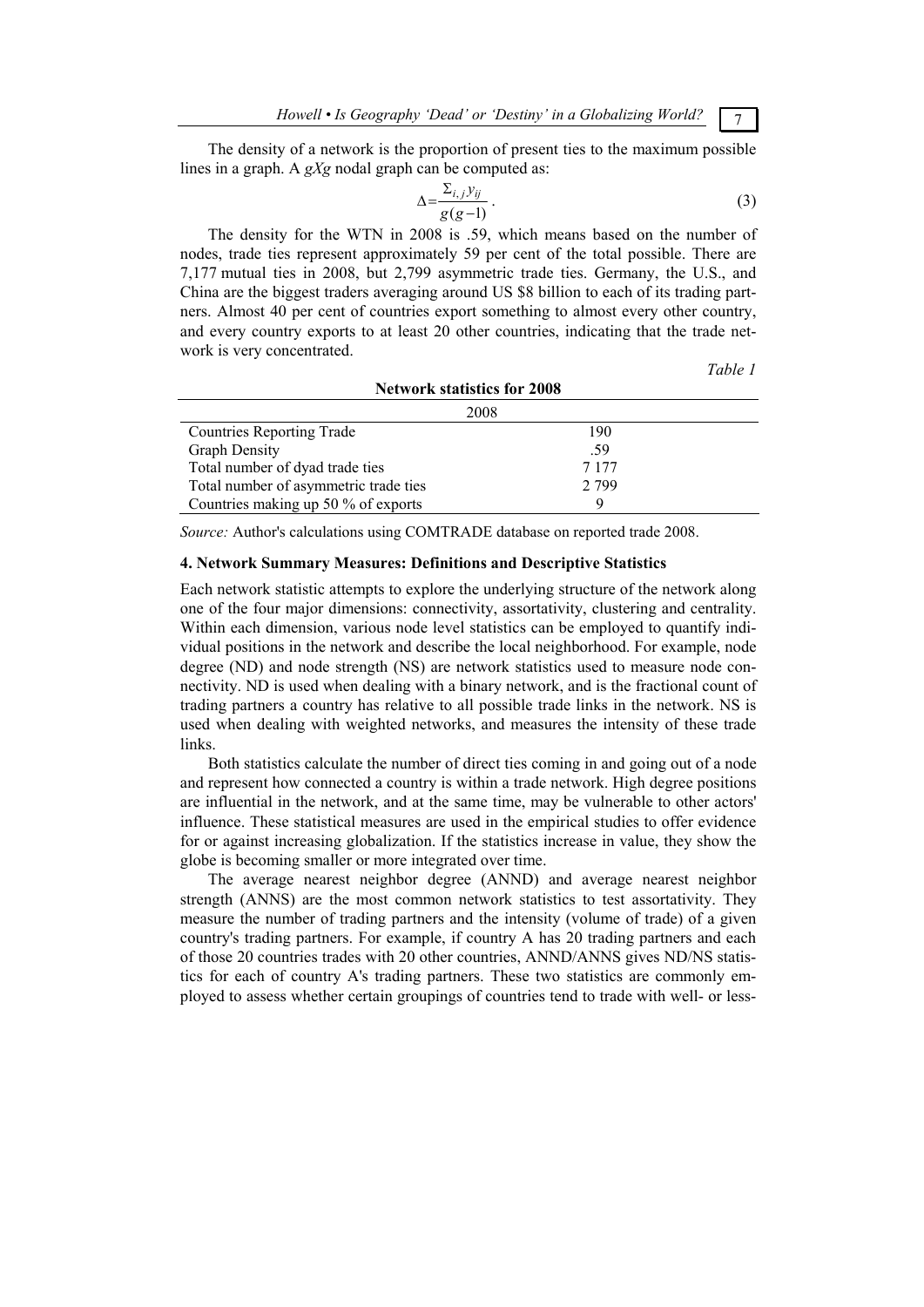The density of a network is the proportion of present ties to the maximum possible lines in a graph. A $gXg$ nodal graph can be computed as:

$$\Delta = \frac{\Sigma_{i,j} y_{ij}}{g(g-1)}. \tag{3}$$

The density for the WTN in 2008 is .59, which means based on the number of nodes, trade ties represent approximately 59 per cent of the total possible. There are 7,177 mutual ties in 2008, but 2,799 asymmetric trade ties. Germany, the U.S., and China are the biggest traders averaging around US \$8 billion to each of its trading partners. Almost 40 per cent of countries export something to almost every other country, and every country exports to at least 20 other countries, indicating that the trade network is very concentrated.

*Table 1*

**Network statistics for 2008**

| | 2008 |
|---|---|
| Countries Reporting Trade | 190 |
| Graph Density | .59 |
| Total number of dyad trade ties | 7 177 |
| Total number of asymmetric trade ties | 2 799 |
| Countries making up 50 % of exports | 9 |

*Source:* Author's calculations using COMTRADE database on reported trade 2008.

## 4. Network Summary Measures: Definitions and Descriptive Statistics

Each network statistic attempts to explore the underlying structure of the network along one of the four major dimensions: connectivity, assortativity, clustering and centrality. Within each dimension, various node level statistics can be employed to quantify individual positions in the network and describe the local neighborhood. For example, node degree (ND) and node strength (NS) are network statistics used to measure node connectivity. ND is used when dealing with a binary network, and is the fractional count of trading partners a country has relative to all possible trade links in the network. NS is used when dealing with weighted networks, and measures the intensity of these trade links.

Both statistics calculate the number of direct ties coming in and going out of a node and represent how connected a country is within a trade network. High degree positions are influential in the network, and at the same time, may be vulnerable to other actors' influence. These statistical measures are used in the empirical studies to offer evidence for or against increasing globalization. If the statistics increase in value, they show the globe is becoming smaller or more integrated over time.

The average nearest neighbor degree (ANND) and average nearest neighbor strength (ANNS) are the most common network statistics to test assortativity. They measure the number of trading partners and the intensity (volume of trade) of a given country's trading partners. For example, if country A has 20 trading partners and each of those 20 countries trades with 20 other countries, ANND/ANNS gives ND/NS statistics for each of country A's trading partners. These two statistics are commonly employed to assess whether certain groupings of countries tend to trade with well- or less-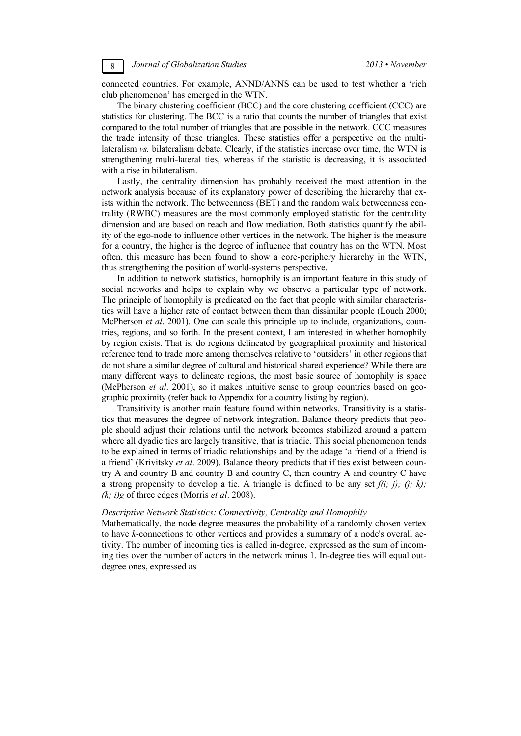connected countries. For example, ANND/ANNS can be used to test whether a 'rich club phenomenon' has emerged in the WTN.

The binary clustering coefficient (BCC) and the core clustering coefficient (CCC) are statistics for clustering. The BCC is a ratio that counts the number of triangles that exist compared to the total number of triangles that are possible in the network. CCC measures the trade intensity of these triangles. These statistics offer a perspective on the multilateralism *vs.* bilateralism debate. Clearly, if the statistics increase over time, the WTN is strengthening multi-lateral ties, whereas if the statistic is decreasing, it is associated with a rise in bilateralism.

Lastly, the centrality dimension has probably received the most attention in the network analysis because of its explanatory power of describing the hierarchy that exists within the network. The betweenness (BET) and the random walk betweenness centrality (RWBC) measures are the most commonly employed statistic for the centrality dimension and are based on reach and flow mediation. Both statistics quantify the ability of the ego-node to influence other vertices in the network. The higher is the measure for a country, the higher is the degree of influence that country has on the WTN. Most often, this measure has been found to show a core-periphery hierarchy in the WTN, thus strengthening the position of world-systems perspective.

In addition to network statistics, homophily is an important feature in this study of social networks and helps to explain why we observe a particular type of network. The principle of homophily is predicated on the fact that people with similar characteristics will have a higher rate of contact between them than dissimilar people (Louch 2000; McPherson *et al*. 2001). One can scale this principle up to include, organizations, countries, regions, and so forth. In the present context, I am interested in whether homophily by region exists. That is, do regions delineated by geographical proximity and historical reference tend to trade more among themselves relative to 'outsiders' in other regions that do not share a similar degree of cultural and historical shared experience? While there are many different ways to delineate regions, the most basic source of homophily is space (McPherson *et al*. 2001), so it makes intuitive sense to group countries based on geographic proximity (refer back to Appendix for a country listing by region).

Transitivity is another main feature found within networks. Transitivity is a statistics that measures the degree of network integration. Balance theory predicts that people should adjust their relations until the network becomes stabilized around a pattern where all dyadic ties are largely transitive, that is triadic. This social phenomenon tends to be explained in terms of triadic relationships and by the adage 'a friend of a friend is a friend' (Krivitsky *et al*. 2009). Balance theory predicts that if ties exist between country A and country B and country B and country C, then country A and country C have a strong propensity to develop a tie. A triangle is defined to be any set *f(i; j); (j; k); (k; i)g* of three edges (Morris *et al*. 2008).

*Descriptive Network Statistics: Connectivity, Centrality and Homophily*

Mathematically, the node degree measures the probability of a randomly chosen vertex to have *k*-connections to other vertices and provides a summary of a node's overall activity. The number of incoming ties is called in-degree, expressed as the sum of incoming ties over the number of actors in the network minus 1. In-degree ties will equal out-degree ones, expressed as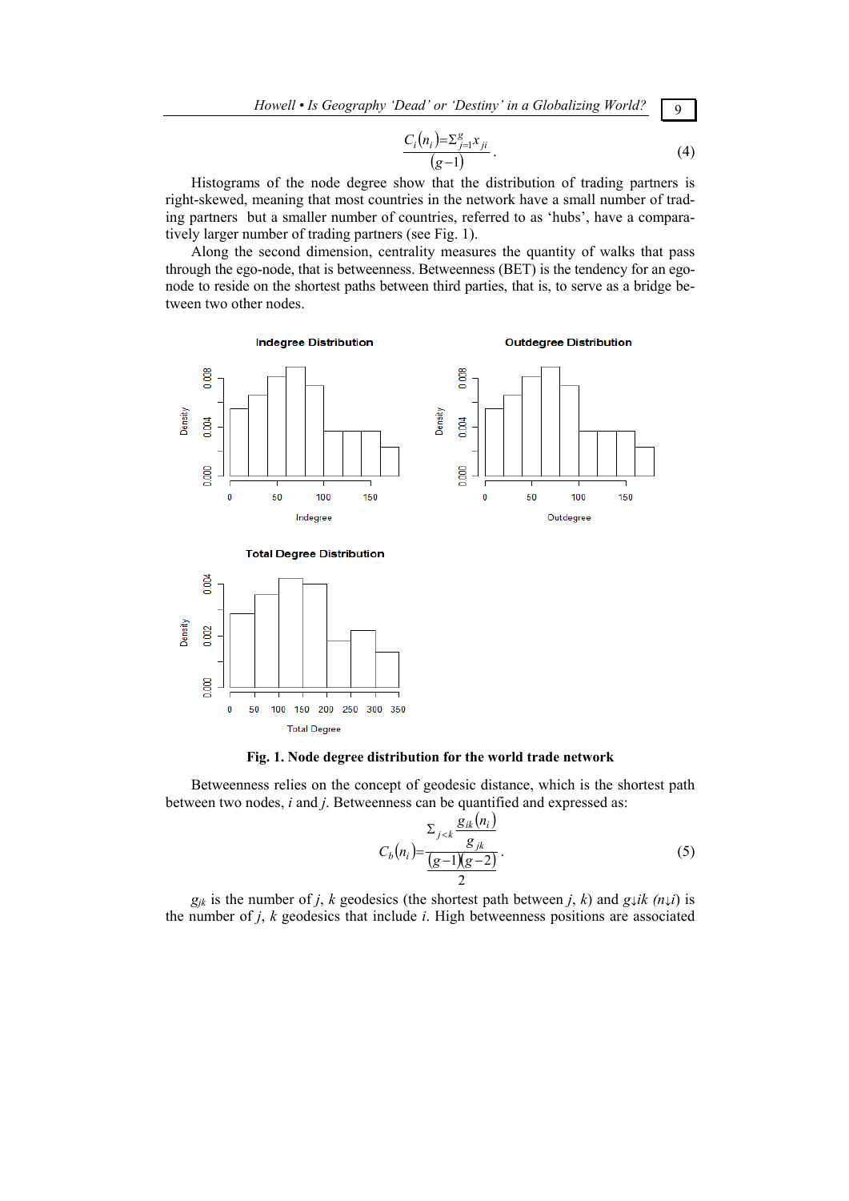$$C_i(n_i) = \frac{\Sigma_{j=1}^{g} x_{ji}}{(g-1)}. \tag{4}$$

Histograms of the node degree show that the distribution of trading partners is right-skewed, meaning that most countries in the network have a small number of trading partners but a smaller number of countries, referred to as 'hubs', have a comparatively larger number of trading partners (see Fig. 1).

Along the second dimension, centrality measures the quantity of walks that pass through the ego-node, that is betweenness. Betweenness (BET) is the tendency for an ego-node to reside on the shortest paths between third parties, that is, to serve as a bridge between two other nodes.

Indegree Distribution

Density

0.000
0.004
0.008

0
50
100
150

Indegree

Outdegree Distribution

Density

0.000
0.004
0.008

0
50
100
150

Outdegree

Total Degree Distribution

Density

0.000
0.002
0.004

0
50
100
150
200
250
300
350

Total Degree

**Fig. 1. Node degree distribution for the world trade network**

Betweenness relies on the concept of geodesic distance, which is the shortest path between two nodes, *i* and *j*. Betweenness can be quantified and expressed as:

$$C_b(n_i) = \frac{\Sigma_{j<k} \frac{g_{ik}(n_i)}{g_{jk}}}{\frac{(g-1)(g-2)}{2}}. \tag{5}$$

$g_{jk}$ is the number of *j*, *k* geodesics (the shortest path between *j*, *k*) and *g↓ik (n↓i)* is the number of *j*, *k* geodesics that include *i*. High betweenness positions are associated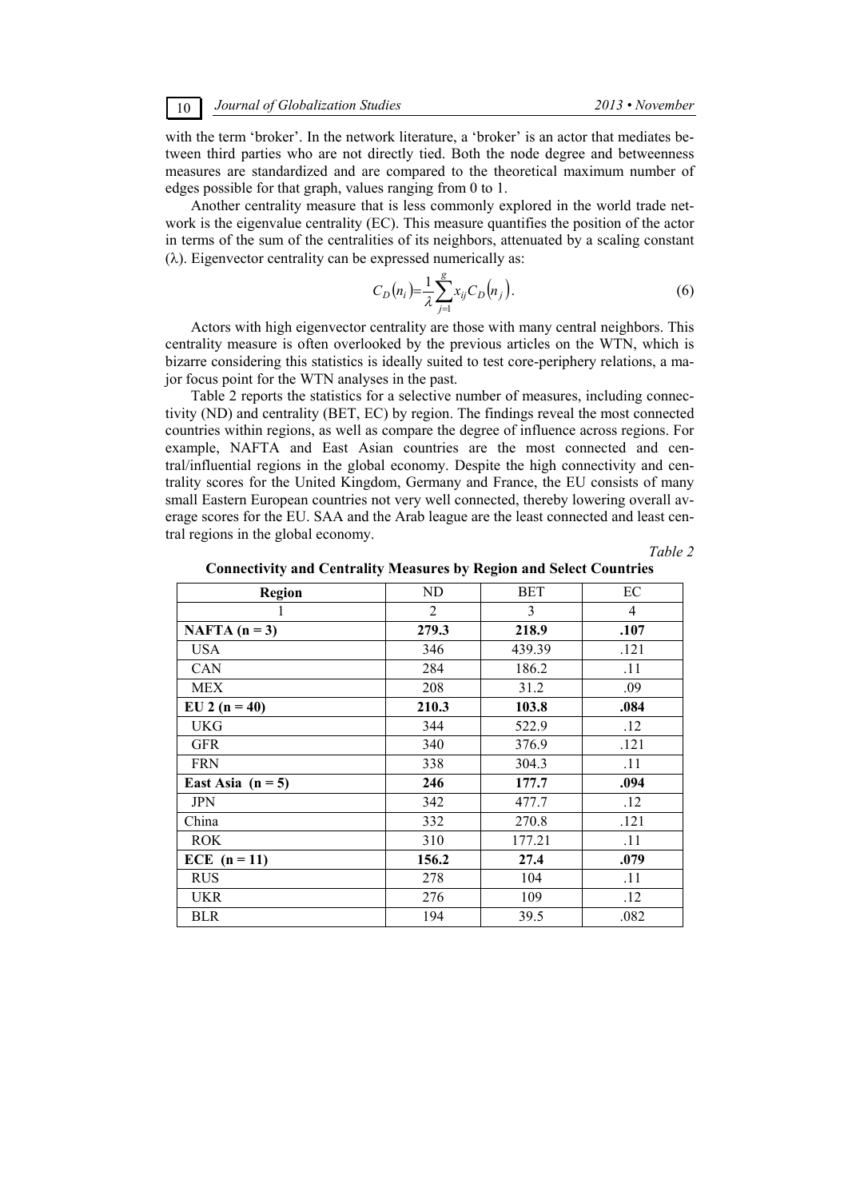with the term 'broker'. In the network literature, a 'broker' is an actor that mediates between third parties who are not directly tied. Both the node degree and betweenness measures are standardized and are compared to the theoretical maximum number of edges possible for that graph, values ranging from 0 to 1.

Another centrality measure that is less commonly explored in the world trade network is the eigenvalue centrality (EC). This measure quantifies the position of the actor in terms of the sum of the centralities of its neighbors, attenuated by a scaling constant (λ). Eigenvector centrality can be expressed numerically as:

$$C_D(n_i) = \frac{1}{\lambda}\sum_{j=1}^{g} x_{ij} C_D(n_j). \tag{6}$$

Actors with high eigenvector centrality are those with many central neighbors. This centrality measure is often overlooked by the previous articles on the WTN, which is bizarre considering this statistics is ideally suited to test core-periphery relations, a major focus point for the WTN analyses in the past.

Table 2 reports the statistics for a selective number of measures, including connectivity (ND) and centrality (BET, EC) by region. The findings reveal the most connected countries within regions, as well as compare the degree of influence across regions. For example, NAFTA and East Asian countries are the most connected and central/influential regions in the global economy. Despite the high connectivity and centrality scores for the United Kingdom, Germany and France, the EU consists of many small Eastern European countries not very well connected, thereby lowering overall average scores for the EU. SAA and the Arab league are the least connected and least central regions in the global economy.

*Table 2*

**Connectivity and Centrality Measures by Region and Select Countries**

| Region | ND | BET | EC |
|---|---|---|---|
| 1 | 2 | 3 | 4 |
| **NAFTA (n = 3)** | **279.3** | **218.9** | **.107** |
| USA | 346 | 439.39 | .121 |
| CAN | 284 | 186.2 | .11 |
| MEX | 208 | 31.2 | .09 |
| **EU 2 (n = 40)** | **210.3** | **103.8** | **.084** |
| UKG | 344 | 522.9 | .12 |
| GFR | 340 | 376.9 | .121 |
| FRN | 338 | 304.3 | .11 |
| **East Asia (n = 5)** | **246** | **177.7** | **.094** |
| JPN | 342 | 477.7 | .12 |
| China | 332 | 270.8 | .121 |
| ROK | 310 | 177.21 | .11 |
| **ECE (n = 11)** | **156.2** | **27.4** | **.079** |
| RUS | 278 | 104 | .11 |
| UKR | 276 | 109 | .12 |
| BLR | 194 | 39.5 | .082 |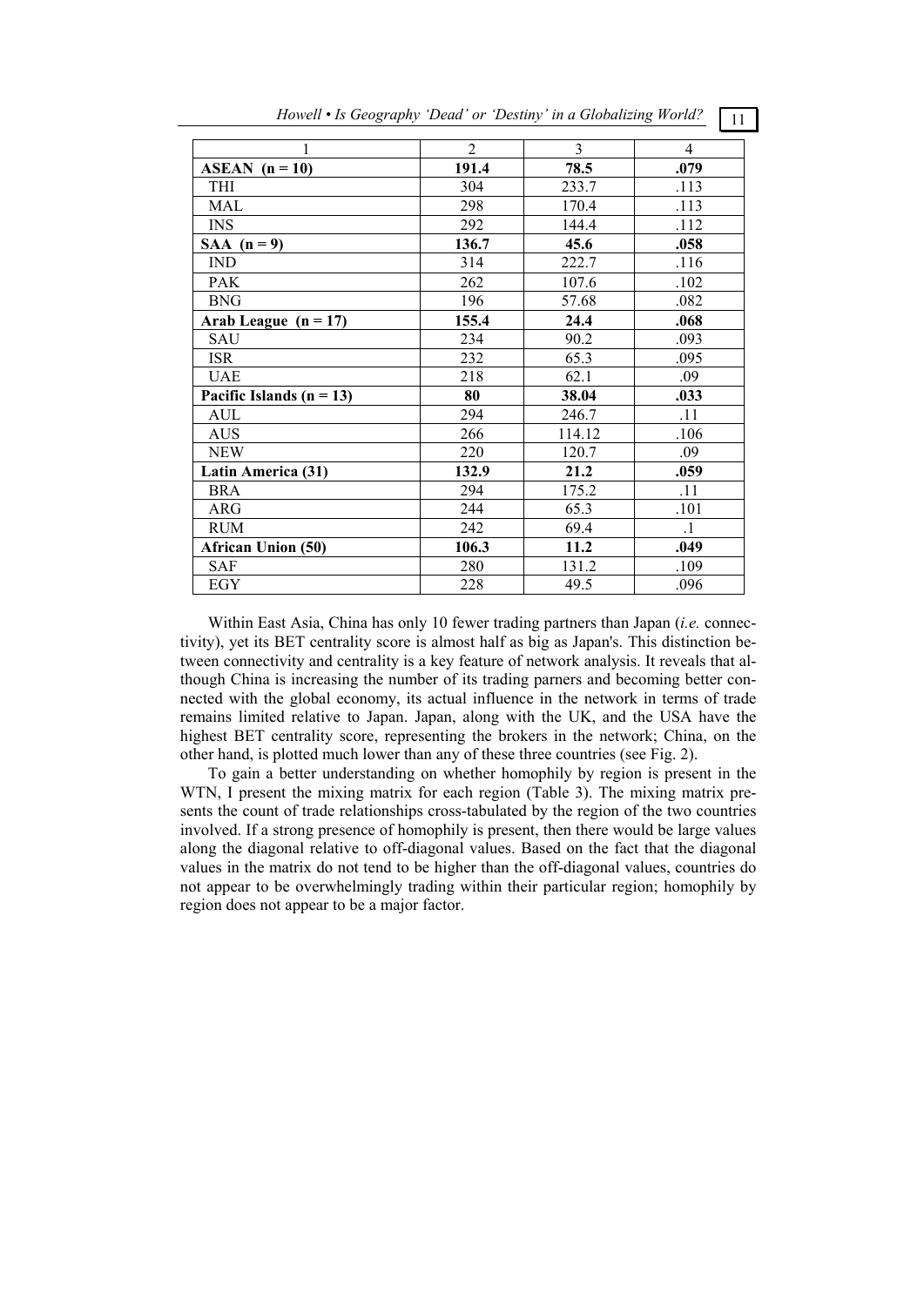| 1 | 2 | 3 | 4 |
|---|---|---|---|
| **ASEAN (n = 10)** | **191.4** | **78.5** | **.079** |
| THI | 304 | 233.7 | .113 |
| MAL | 298 | 170.4 | .113 |
| INS | 292 | 144.4 | .112 |
| **SAA (n = 9)** | **136.7** | **45.6** | **.058** |
| IND | 314 | 222.7 | .116 |
| PAK | 262 | 107.6 | .102 |
| BNG | 196 | 57.68 | .082 |
| **Arab League (n = 17)** | **155.4** | **24.4** | **.068** |
| SAU | 234 | 90.2 | .093 |
| ISR | 232 | 65.3 | .095 |
| UAE | 218 | 62.1 | .09 |
| **Pacific Islands (n = 13)** | **80** | **38.04** | **.033** |
| AUL | 294 | 246.7 | .11 |
| AUS | 266 | 114.12 | .106 |
| NEW | 220 | 120.7 | .09 |
| **Latin America (31)** | **132.9** | **21.2** | **.059** |
| BRA | 294 | 175.2 | .11 |
| ARG | 244 | 65.3 | .101 |
| RUM | 242 | 69.4 | .1 |
| **African Union (50)** | **106.3** | **11.2** | **.049** |
| SAF | 280 | 131.2 | .109 |
| EGY | 228 | 49.5 | .096 |

Within East Asia, China has only 10 fewer trading partners than Japan (*i.e.* connectivity), yet its BET centrality score is almost half as big as Japan's. This distinction between connectivity and centrality is a key feature of network analysis. It reveals that although China is increasing the number of its trading parners and becoming better connected with the global economy, its actual influence in the network in terms of trade remains limited relative to Japan. Japan, along with the UK, and the USA have the highest BET centrality score, representing the brokers in the network; China, on the other hand, is plotted much lower than any of these three countries (see Fig. 2).

To gain a better understanding on whether homophily by region is present in the WTN, I present the mixing matrix for each region (Table 3). The mixing matrix presents the count of trade relationships cross-tabulated by the region of the two countries involved. If a strong presence of homophily is present, then there would be large values along the diagonal relative to off-diagonal values. Based on the fact that the diagonal values in the matrix do not tend to be higher than the off-diagonal values, countries do not appear to be overwhelmingly trading within their particular region; homophily by region does not appear to be a major factor.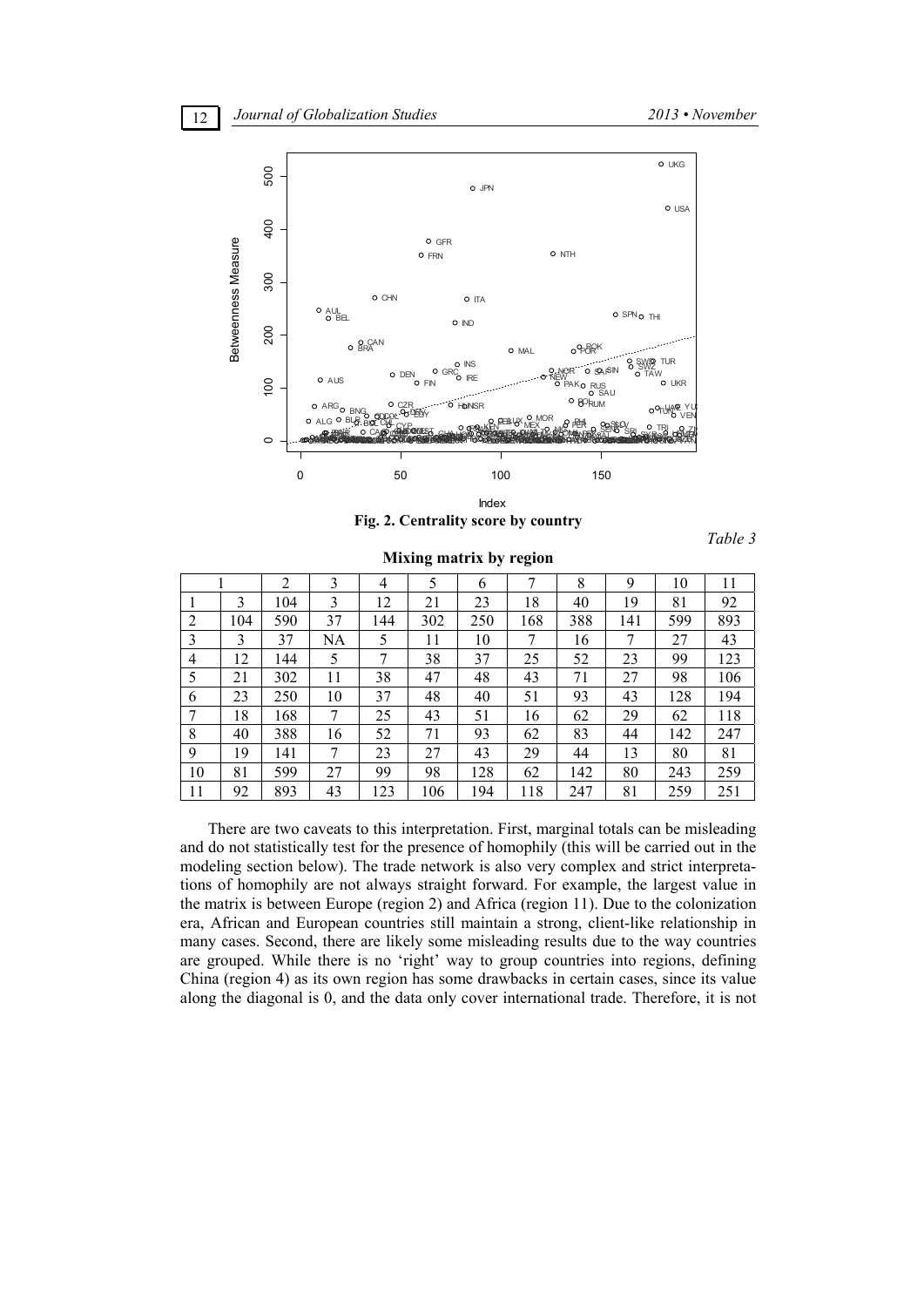**Fig. 2. Centrality score by country**

*Table 3*

**Mixing matrix by region**

| 1 | | 2 | 3 | 4 | 5 | 6 | 7 | 8 | 9 | 10 | 11 |
|---|---|---|---|---|---|---|---|---|---|---|---|
| 1 | 3 | 104 | 3 | 12 | 21 | 23 | 18 | 40 | 19 | 81 | 92 |
| 2 | 104 | 590 | 37 | 144 | 302 | 250 | 168 | 388 | 141 | 599 | 893 |
| 3 | 3 | 37 | NA | 5 | 11 | 10 | 7 | 16 | 7 | 27 | 43 |
| 4 | 12 | 144 | 5 | 7 | 38 | 37 | 25 | 52 | 23 | 99 | 123 |
| 5 | 21 | 302 | 11 | 38 | 47 | 48 | 43 | 71 | 27 | 98 | 106 |
| 6 | 23 | 250 | 10 | 37 | 48 | 40 | 51 | 93 | 43 | 128 | 194 |
| 7 | 18 | 168 | 7 | 25 | 43 | 51 | 16 | 62 | 29 | 62 | 118 |
| 8 | 40 | 388 | 16 | 52 | 71 | 93 | 62 | 83 | 44 | 142 | 247 |
| 9 | 19 | 141 | 7 | 23 | 27 | 43 | 29 | 44 | 13 | 80 | 81 |
| 10 | 81 | 599 | 27 | 99 | 98 | 128 | 62 | 142 | 80 | 243 | 259 |
| 11 | 92 | 893 | 43 | 123 | 106 | 194 | 118 | 247 | 81 | 259 | 251 |

There are two caveats to this interpretation. First, marginal totals can be misleading and do not statistically test for the presence of homophily (this will be carried out in the modeling section below). The trade network is also very complex and strict interpretations of homophily are not always straight forward. For example, the largest value in the matrix is between Europe (region 2) and Africa (region 11). Due to the colonization era, African and European countries still maintain a strong, client-like relationship in many cases. Second, there are likely some misleading results due to the way countries are grouped. While there is no 'right' way to group countries into regions, defining China (region 4) as its own region has some drawbacks in certain cases, since its value along the diagonal is 0, and the data only cover international trade. Therefore, it is not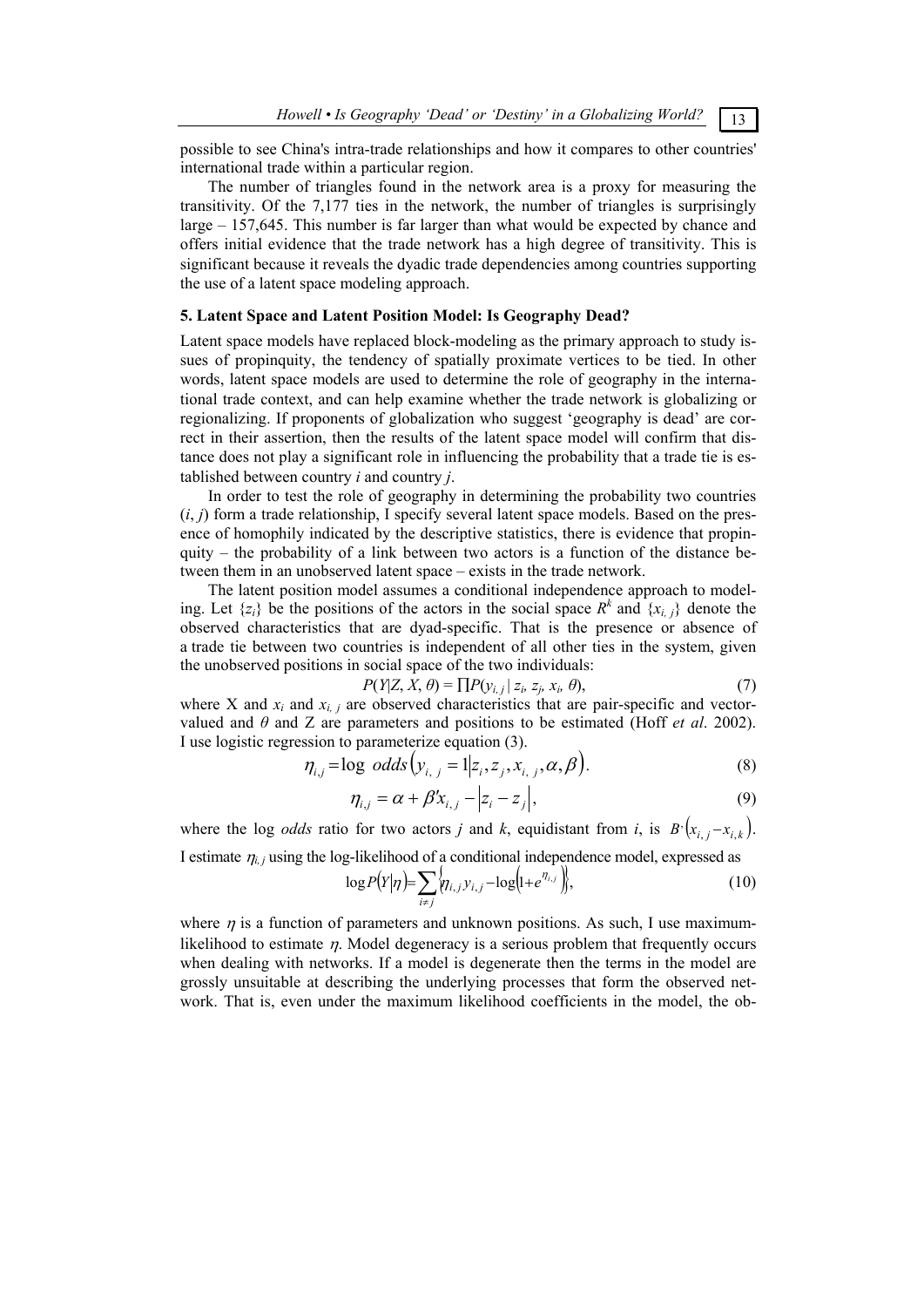possible to see China's intra-trade relationships and how it compares to other countries' international trade within a particular region.

The number of triangles found in the network area is a proxy for measuring the transitivity. Of the 7,177 ties in the network, the number of triangles is surprisingly large – 157,645. This number is far larger than what would be expected by chance and offers initial evidence that the trade network has a high degree of transitivity. This is significant because it reveals the dyadic trade dependencies among countries supporting the use of a latent space modeling approach.

## 5. Latent Space and Latent Position Model: Is Geography Dead?

Latent space models have replaced block-modeling as the primary approach to study issues of propinquity, the tendency of spatially proximate vertices to be tied. In other words, latent space models are used to determine the role of geography in the international trade context, and can help examine whether the trade network is globalizing or regionalizing. If proponents of globalization who suggest 'geography is dead' are correct in their assertion, then the results of the latent space model will confirm that distance does not play a significant role in influencing the probability that a trade tie is established between country *i* and country *j*.

In order to test the role of geography in determining the probability two countries $(i, j)$ form a trade relationship, I specify several latent space models. Based on the presence of homophily indicated by the descriptive statistics, there is evidence that propinquity – the probability of a link between two actors is a function of the distance between them in an unobserved latent space – exists in the trade network.

The latent position model assumes a conditional independence approach to modeling. Let $\{z_i\}$ be the positions of the actors in the social space $R^k$ and $\{x_{i,j}\}$ denote the observed characteristics that are dyad-specific. That is the presence or absence of a trade tie between two countries is independent of all other ties in the system, given the unobserved positions in social space of the two individuals:

$$P(Y|Z, X, \theta) = \prod P(y_{i,j} \mid z_i, z_j, x_i, \theta), \tag{7}$$

where X and $x_i$ and $x_{i,j}$ are observed characteristics that are pair-specific and vector-valued and $\theta$ and Z are parameters and positions to be estimated (Hoff *et al*. 2002). I use logistic regression to parameterize equation (3).

$$\eta_{i,j} = \log\ odds\left(y_{i,j} = 1 \middle| z_i, z_j, x_{i,j}, \alpha, \beta\right). \tag{8}$$

$$\eta_{i,j} = \alpha + \beta' x_{i,j} - \left|z_i - z_j\right|, \tag{9}$$

where the log *odds* ratio for two actors *j* and *k*, equidistant from *i*, is $B'\left(x_{i,j} - x_{i,k}\right)$.

I estimate $\eta_{i,j}$ using the log-likelihood of a conditional independence model, expressed as

$$\log P(Y|\eta) = \sum_{i \neq j} \left\{\eta_{i,j} y_{i,j} - \log\left(1 + e^{\eta_{i,j}}\right)\right\}, \tag{10}$$

where $\eta$ is a function of parameters and unknown positions. As such, I use maximum-likelihood to estimate $\eta$. Model degeneracy is a serious problem that frequently occurs when dealing with networks. If a model is degenerate then the terms in the model are grossly unsuitable at describing the underlying processes that form the observed network. That is, even under the maximum likelihood coefficients in the model, the ob-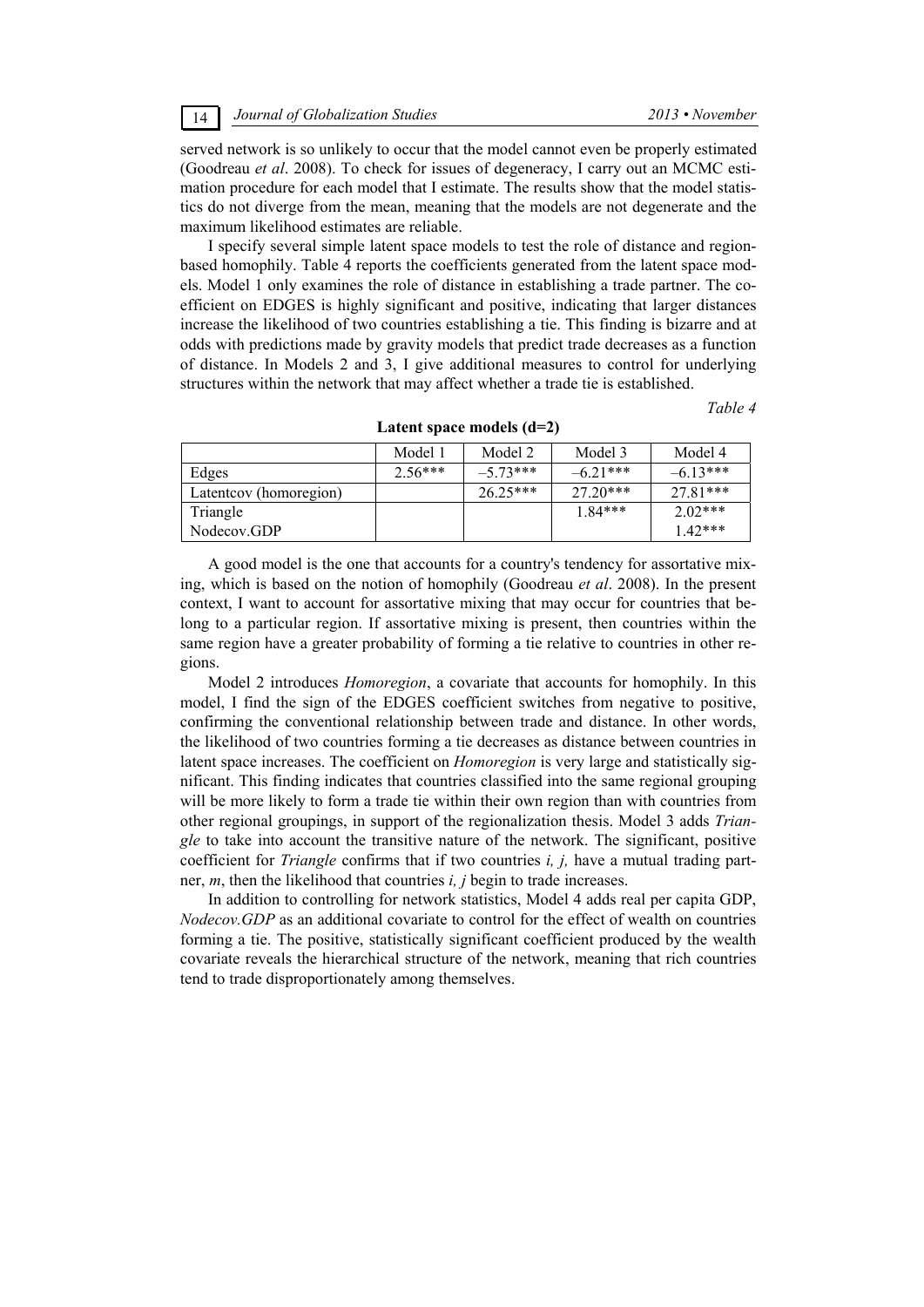served network is so unlikely to occur that the model cannot even be properly estimated (Goodreau *et al*. 2008). To check for issues of degeneracy, I carry out an MCMC estimation procedure for each model that I estimate. The results show that the model statistics do not diverge from the mean, meaning that the models are not degenerate and the maximum likelihood estimates are reliable.

I specify several simple latent space models to test the role of distance and region-based homophily. Table 4 reports the coefficients generated from the latent space models. Model 1 only examines the role of distance in establishing a trade partner. The coefficient on EDGES is highly significant and positive, indicating that larger distances increase the likelihood of two countries establishing a tie. This finding is bizarre and at odds with predictions made by gravity models that predict trade decreases as a function of distance. In Models 2 and 3, I give additional measures to control for underlying structures within the network that may affect whether a trade tie is established.

*Table 4*

**Latent space models (d=2)**

| | Model 1 | Model 2 | Model 3 | Model 4 |
|---|---|---|---|---|
| Edges | 2.56*** | –5.73*** | –6.21*** | –6.13*** |
| Latentcov (homoregion) | | 26.25*** | 27.20*** | 27.81*** |
| Triangle | | | 1.84*** | 2.02*** |
| Nodecov.GDP | | | | 1.42*** |

A good model is the one that accounts for a country's tendency for assortative mixing, which is based on the notion of homophily (Goodreau *et al*. 2008). In the present context, I want to account for assortative mixing that may occur for countries that belong to a particular region. If assortative mixing is present, then countries within the same region have a greater probability of forming a tie relative to countries in other regions.

Model 2 introduces *Homoregion*, a covariate that accounts for homophily. In this model, I find the sign of the EDGES coefficient switches from negative to positive, confirming the conventional relationship between trade and distance. In other words, the likelihood of two countries forming a tie decreases as distance between countries in latent space increases. The coefficient on *Homoregion* is very large and statistically significant. This finding indicates that countries classified into the same regional grouping will be more likely to form a trade tie within their own region than with countries from other regional groupings, in support of the regionalization thesis. Model 3 adds *Triangle* to take into account the transitive nature of the network. The significant, positive coefficient for *Triangle* confirms that if two countries *i, j,* have a mutual trading partner, *m*, then the likelihood that countries *i, j* begin to trade increases.

In addition to controlling for network statistics, Model 4 adds real per capita GDP, *Nodecov.GDP* as an additional covariate to control for the effect of wealth on countries forming a tie. The positive, statistically significant coefficient produced by the wealth covariate reveals the hierarchical structure of the network, meaning that rich countries tend to trade disproportionately among themselves.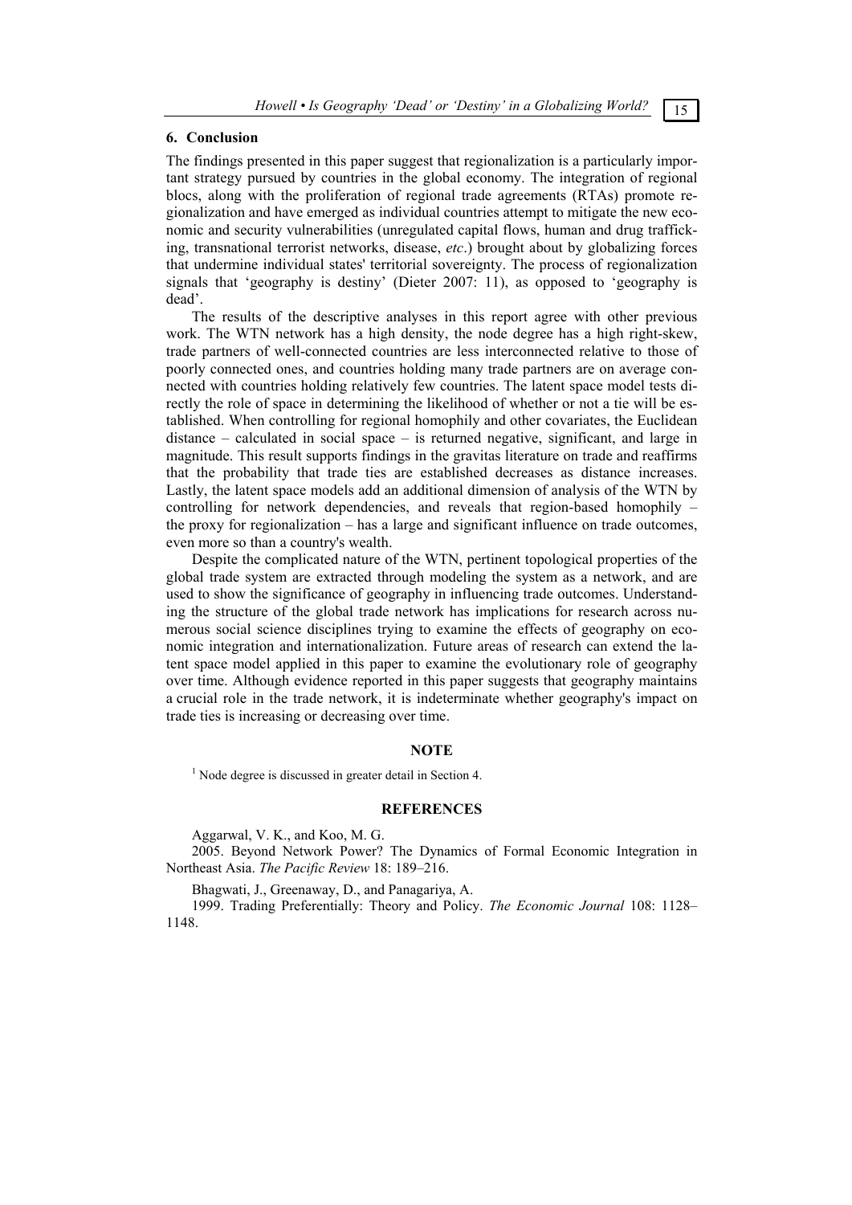## 6. Conclusion

The findings presented in this paper suggest that regionalization is a particularly important strategy pursued by countries in the global economy. The integration of regional blocs, along with the proliferation of regional trade agreements (RTAs) promote regionalization and have emerged as individual countries attempt to mitigate the new economic and security vulnerabilities (unregulated capital flows, human and drug trafficking, transnational terrorist networks, disease, *etc*.) brought about by globalizing forces that undermine individual states' territorial sovereignty. The process of regionalization signals that 'geography is destiny' (Dieter 2007: 11), as opposed to 'geography is dead'.

The results of the descriptive analyses in this report agree with other previous work. The WTN network has a high density, the node degree has a high right-skew, trade partners of well-connected countries are less interconnected relative to those of poorly connected ones, and countries holding many trade partners are on average connected with countries holding relatively few countries. The latent space model tests directly the role of space in determining the likelihood of whether or not a tie will be established. When controlling for regional homophily and other covariates, the Euclidean distance – calculated in social space – is returned negative, significant, and large in magnitude. This result supports findings in the gravitas literature on trade and reaffirms that the probability that trade ties are established decreases as distance increases. Lastly, the latent space models add an additional dimension of analysis of the WTN by controlling for network dependencies, and reveals that region-based homophily – the proxy for regionalization – has a large and significant influence on trade outcomes, even more so than a country's wealth.

Despite the complicated nature of the WTN, pertinent topological properties of the global trade system are extracted through modeling the system as a network, and are used to show the significance of geography in influencing trade outcomes. Understanding the structure of the global trade network has implications for research across numerous social science disciplines trying to examine the effects of geography on economic integration and internationalization. Future areas of research can extend the latent space model applied in this paper to examine the evolutionary role of geography over time. Although evidence reported in this paper suggests that geography maintains a crucial role in the trade network, it is indeterminate whether geography's impact on trade ties is increasing or decreasing over time.

### NOTE

[1] Node degree is discussed in greater detail in Section 4.

### REFERENCES

Aggarwal, V. K., and Koo, M. G.

2005. Beyond Network Power? The Dynamics of Formal Economic Integration in Northeast Asia. *The Pacific Review* 18: 189–216.

Bhagwati, J., Greenaway, D., and Panagariya, A.

1999. Trading Preferentially: Theory and Policy. *The Economic Journal* 108: 1128–1148.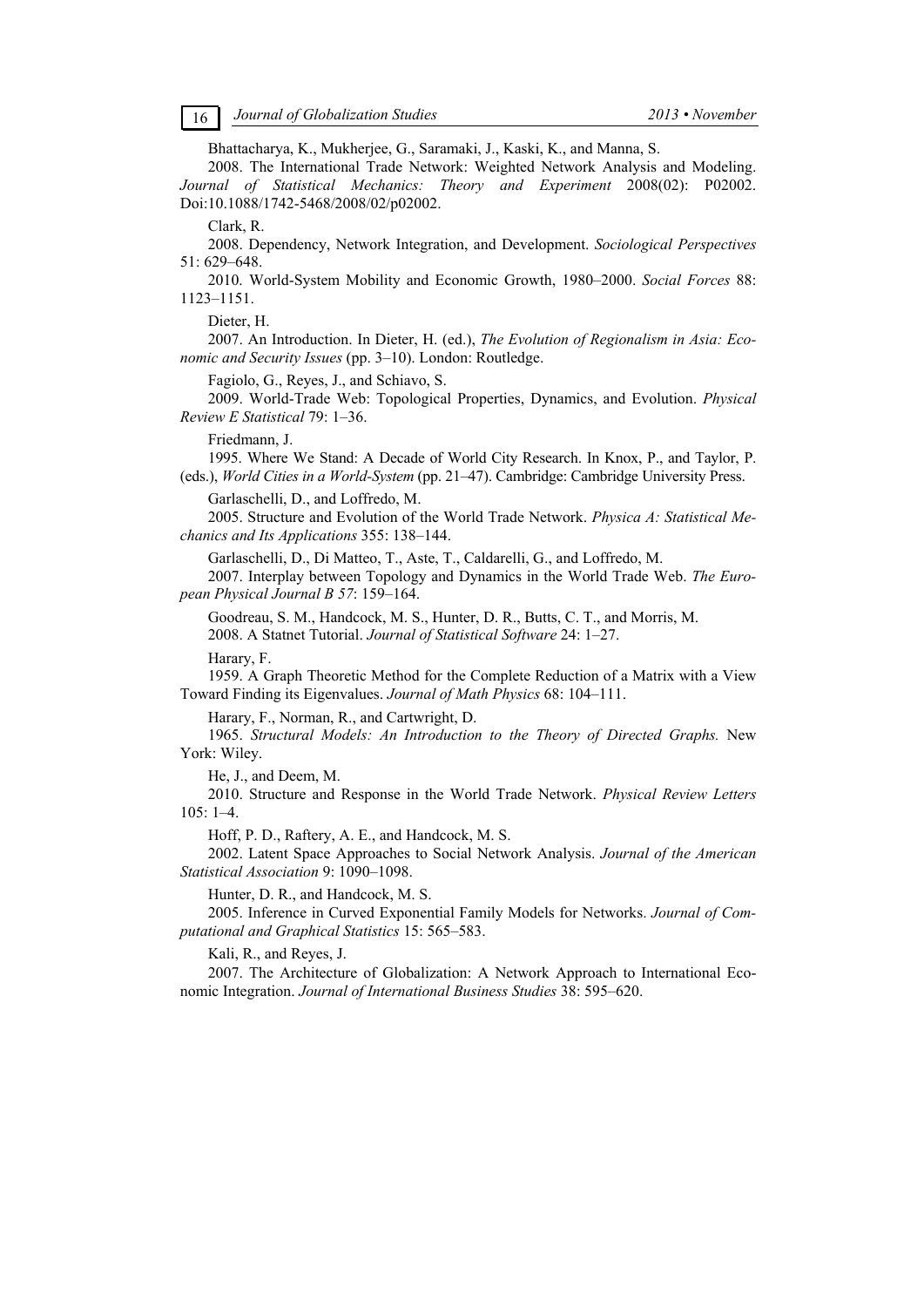Bhattacharya, K., Mukherjee, G., Saramaki, J., Kaski, K., and Manna, S.

2008. The International Trade Network: Weighted Network Analysis and Modeling. *Journal of Statistical Mechanics: Theory and Experiment* 2008(02): P02002. Doi:10.1088/1742-5468/2008/02/p02002.

Clark, R.

2008. Dependency, Network Integration, and Development. *Sociological Perspectives* 51: 629–648.

2010. World-System Mobility and Economic Growth, 1980–2000. *Social Forces* 88: 1123–1151.

Dieter, H.

2007. An Introduction. In Dieter, H. (ed.), *The Evolution of Regionalism in Asia: Economic and Security Issues* (pp. 3–10). London: Routledge.

Fagiolo, G., Reyes, J., and Schiavo, S.

2009. World-Trade Web: Topological Properties, Dynamics, and Evolution. *Physical Review E Statistical* 79: 1–36.

Friedmann, J.

1995. Where We Stand: A Decade of World City Research. In Knox, P., and Taylor, P. (eds.), *World Cities in a World-System* (pp. 21–47). Cambridge: Cambridge University Press.

Garlaschelli, D., and Loffredo, M.

2005. Structure and Evolution of the World Trade Network. *Physica A: Statistical Mechanics and Its Applications* 355: 138–144.

Garlaschelli, D., Di Matteo, T., Aste, T., Caldarelli, G., and Loffredo, M.

2007. Interplay between Topology and Dynamics in the World Trade Web. *The European Physical Journal B 57*: 159–164.

Goodreau, S. M., Handcock, M. S., Hunter, D. R., Butts, C. T., and Morris, M.

2008. A Statnet Tutorial. *Journal of Statistical Software* 24: 1–27.

Harary, F.

1959. A Graph Theoretic Method for the Complete Reduction of a Matrix with a View Toward Finding its Eigenvalues. *Journal of Math Physics* 68: 104–111.

Harary, F., Norman, R., and Cartwright, D.

1965. *Structural Models: An Introduction to the Theory of Directed Graphs.* New York: Wiley.

He, J., and Deem, M.

2010. Structure and Response in the World Trade Network. *Physical Review Letters* 105: 1–4.

Hoff, P. D., Raftery, A. E., and Handcock, M. S.

2002. Latent Space Approaches to Social Network Analysis. *Journal of the American Statistical Association* 9: 1090–1098.

Hunter, D. R., and Handcock, M. S.

2005. Inference in Curved Exponential Family Models for Networks. *Journal of Computational and Graphical Statistics* 15: 565–583.

Kali, R., and Reyes, J.

2007. The Architecture of Globalization: A Network Approach to International Economic Integration. *Journal of International Business Studies* 38: 595–620.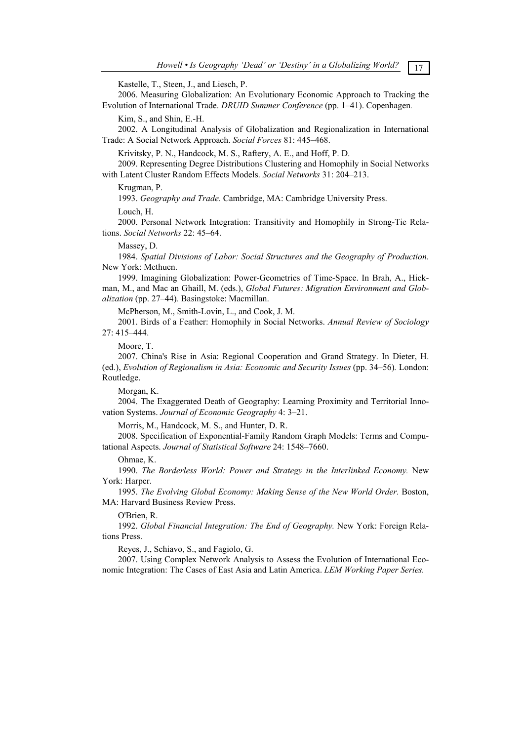Kastelle, T., Steen, J., and Liesch, P.

2006. Measuring Globalization: An Evolutionary Economic Approach to Tracking the Evolution of International Trade. *DRUID Summer Conference* (pp. 1–41). Copenhagen.

Kim, S., and Shin, E.-H.

2002. A Longitudinal Analysis of Globalization and Regionalization in International Trade: A Social Network Approach. *Social Forces* 81: 445–468.

Krivitsky, P. N., Handcock, M. S., Raftery, A. E., and Hoff, P. D.

2009. Representing Degree Distributions Clustering and Homophily in Social Networks with Latent Cluster Random Effects Models. *Social Networks* 31: 204–213.

Krugman, P.

1993. *Geography and Trade.* Cambridge, MA: Cambridge University Press.

Louch, H.

2000. Personal Network Integration: Transitivity and Homophily in Strong-Tie Relations. *Social Networks* 22: 45–64.

Massey, D.

1984. *Spatial Divisions of Labor: Social Structures and the Geography of Production.* New York: Methuen.

1999. Imagining Globalization: Power-Geometries of Time-Space. In Brah, A., Hickman, M., and Mac an Ghaill, M. (eds.), *Global Futures: Migration Environment and Globalization* (pp. 27–44)*.* Basingstoke: Macmillan.

McPherson, M., Smith-Lovin, L., and Cook, J. M.

2001. Birds of a Feather: Homophily in Social Networks. *Annual Review of Sociology* 27: 415–444.

Moore, T.

2007. China's Rise in Asia: Regional Cooperation and Grand Strategy. In Dieter, H. (ed.), *Evolution of Regionalism in Asia: Economic and Security Issues* (pp. 34–56)*.* London: Routledge.

Morgan, K.

2004. The Exaggerated Death of Geography: Learning Proximity and Territorial Innovation Systems. *Journal of Economic Geography* 4: 3–21.

Morris, M., Handcock, M. S., and Hunter, D. R.

2008. Specification of Exponential-Family Random Graph Models: Terms and Computational Aspects. *Journal of Statistical Software* 24: 1548–7660.

Ohmae, K.

1990. *The Borderless World: Power and Strategy in the Interlinked Economy.* New York: Harper.

1995. *The Evolving Global Economy: Making Sense of the New World Order.* Boston, MA: Harvard Business Review Press.

O'Brien, R.

1992. *Global Financial Integration: The End of Geography.* New York: Foreign Relations Press.

Reyes, J., Schiavo, S., and Fagiolo, G.

2007. Using Complex Network Analysis to Assess the Evolution of International Economic Integration: The Cases of East Asia and Latin America. *LEM Working Paper Series.*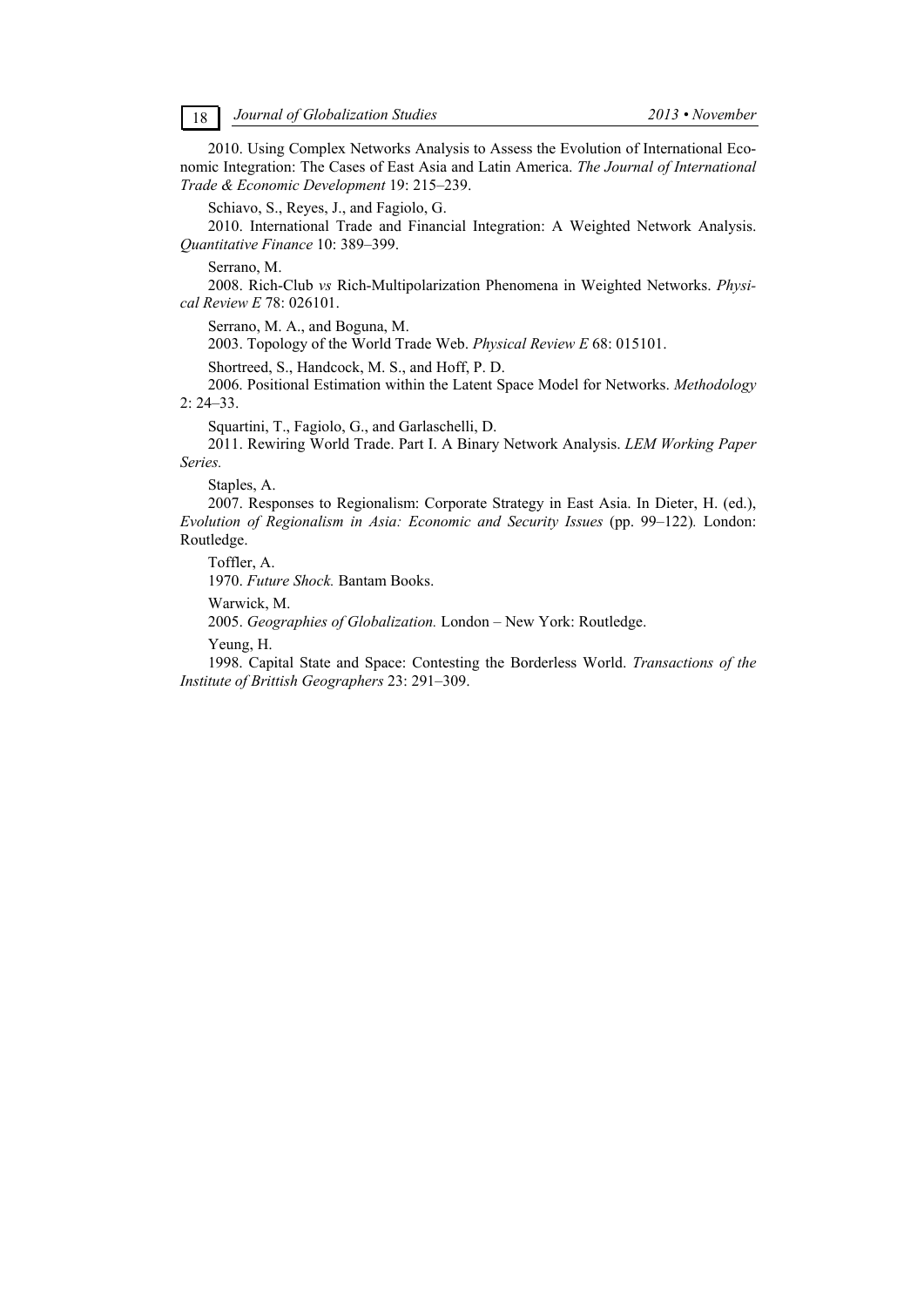2010. Using Complex Networks Analysis to Assess the Evolution of International Economic Integration: The Cases of East Asia and Latin America. *The Journal of International Trade & Economic Development* 19: 215–239.

Schiavo, S., Reyes, J., and Fagiolo, G.

2010. International Trade and Financial Integration: A Weighted Network Analysis. *Quantitative Finance* 10: 389–399.

Serrano, M.

2008. Rich-Club *vs* Rich-Multipolarization Phenomena in Weighted Networks. *Physical Review E* 78: 026101.

Serrano, M. A., and Boguna, M.

2003. Topology of the World Trade Web. *Physical Review E* 68: 015101.

Shortreed, S., Handcock, M. S., and Hoff, P. D.

2006. Positional Estimation within the Latent Space Model for Networks. *Methodology* 2: 24–33.

Squartini, T., Fagiolo, G., and Garlaschelli, D.

2011. Rewiring World Trade. Part I. A Binary Network Analysis. *LEM Working Paper Series.*

Staples, A.

2007. Responses to Regionalism: Corporate Strategy in East Asia. In Dieter, H. (ed.), *Evolution of Regionalism in Asia: Economic and Security Issues* (pp. 99–122)*.* London: Routledge.

Toffler, A.

1970. *Future Shock.* Bantam Books.

Warwick, M.

2005. *Geographies of Globalization.* London – New York: Routledge.

Yeung, H.

1998. Capital State and Space: Contesting the Borderless World. *Transactions of the Institute of Brittish Geographers* 23: 291–309.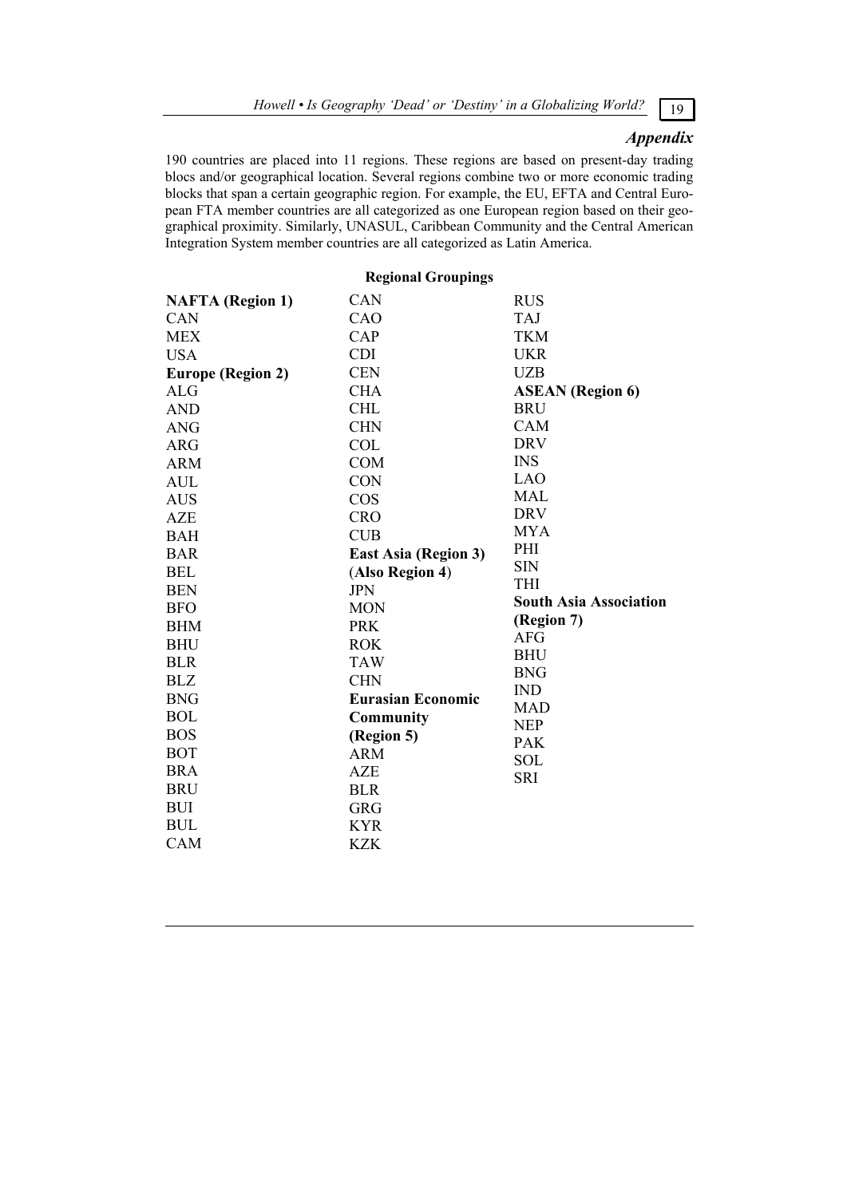## *Appendix*

190 countries are placed into 11 regions. These regions are based on present-day trading blocs and/or geographical location. Several regions combine two or more economic trading blocks that span a certain geographic region. For example, the EU, EFTA and Central European FTA member countries are all categorized as one European region based on their geographical proximity. Similarly, UNASUL, Caribbean Community and the Central American Integration System member countries are all categorized as Latin America.

**Regional Groupings**

**NAFTA (Region 1)**
CAN
MEX
USA

**Europe (Region 2)**
ALG
AND
ANG
ARG
ARM
AUL
AUS
AZE
BAH
BAR
BEL
BEN
BFO
BHM
BHU
BLR
BLZ
BNG
BOL
BOS
BOT
BRA
BRU
BUI
BUL
CAM
CAN
CAO
CAP
CDI
CEN
CHA
CHL
CHN
COL
COM
CON
COS
CRO
CUB

**East Asia (Region 3)**
(**Also Region 4**)
JPN
MON
PRK
ROK
TAW
CHN

**Eurasian Economic Community (Region 5)**
ARM
AZE
BLR
GRG
KYR
KZK
RUS
TAJ
TKM
UKR
UZB

**ASEAN (Region 6)**
BRU
CAM
DRV
INS
LAO
MAL
DRV
MYA
PHI
SIN
THI

**South Asia Association (Region 7)**
AFG
BHU
BNG
IND
MAD
NEP
PAK
SOL
SRI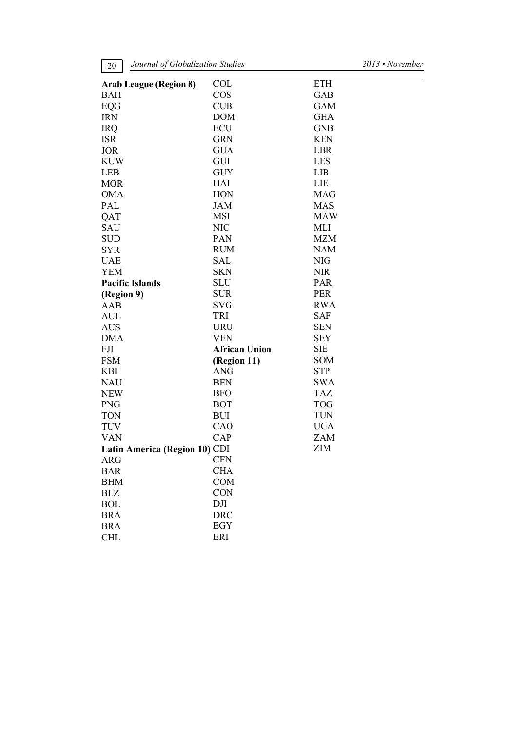**Arab League (Region 8)**

BAH
EQG
IRN
IRQ
ISR
JOR
KUW
LEB
MOR
OMA
PAL
QAT
SAU
SUD
SYR
UAE
YEM

**Pacific Islands (Region 9)**

AAB
AUL
AUS
DMA
FJI
FSM
KBI
NAU
NEW
PNG
TON
TUV
VAN

**Latin America (Region 10)**

ARG
BAR
BHM
BLZ
BOL
BRA
BRA
CHL
COL
COS
CUB
DOM
ECU
GRN
GUA
GUI
GUY
HAI
HON
JAM
MSI
NIC
PAN
RUM
SAL
SKN
SLU
SUR
SVG
TRI
URU
VEN

**African Union (Region 11)**

ANG
BEN
BFO
BOT
BUI
CAO
CAP
CDI
CEN
CHA
COM
CON
DJI
DRC
EGY
ERI
ETH
GAB
GAM
GHA
GNB
KEN
LBR
LES
LIB
LIE
MAG
MAS
MAW
MLI
MZM
NAM
NIG
NIR
PAR
PER
RWA
SAF
SEN
SEY
SIE
SOM
STP
SWA
TAZ
TOG
TUN
UGA
ZAM
ZIM